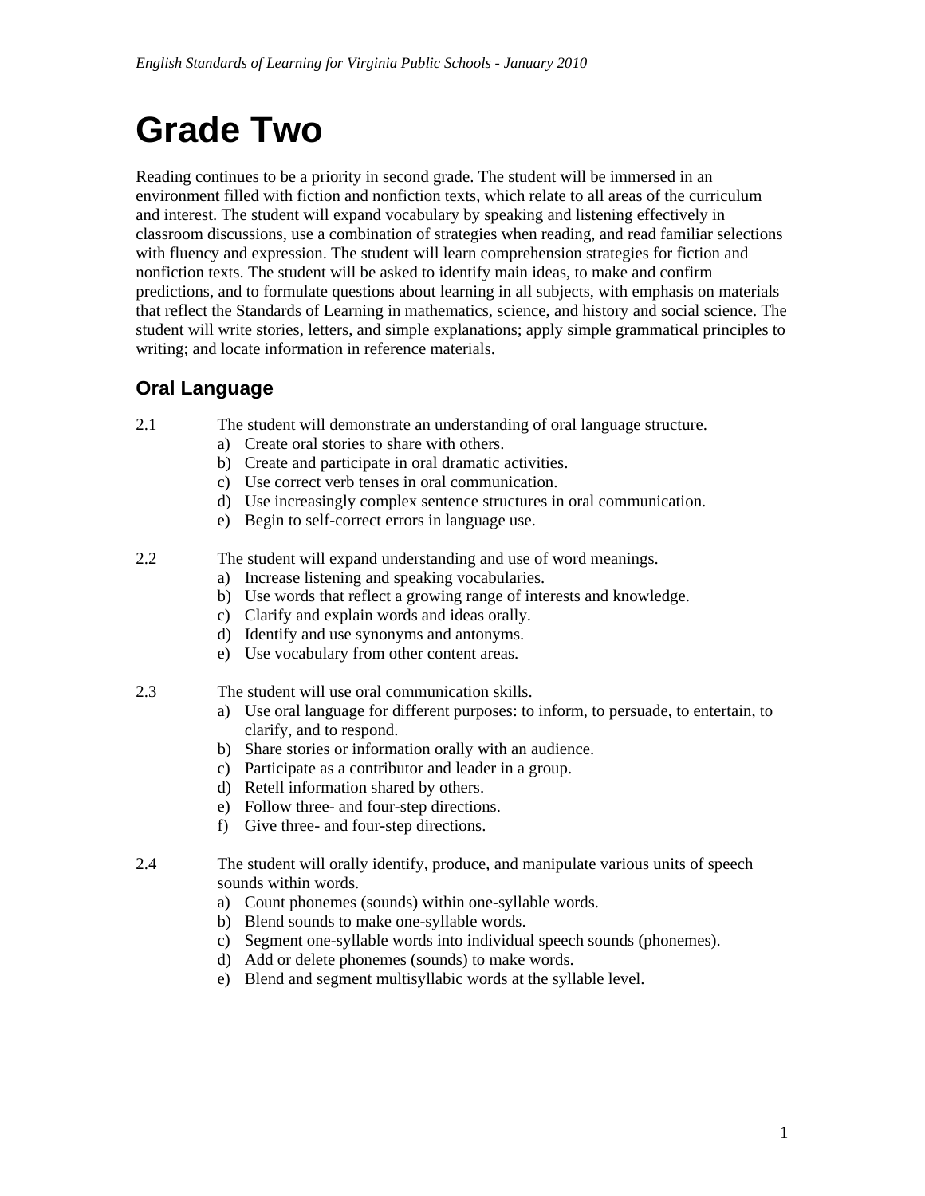# Grade Two

Reading continues to be a priority in second grade. The student will be immersed in an environment filled with fiction and nonfiction texts, which relate to all areas of the curriculum and interest. The student will expand vocabulary by speaking and listening effectively in classroom discussions, use a combination of strategies when reading, and read familiar selections with fluency and expression. The student will learn comprehension strategies for fiction and nonfiction texts. The student will be asked to identify main ideas, to make and confirm predictions, and to formulate questions about learning in all subjects, with emphasis on materials that reflect the Standards of Learning in mathematics, science, and history and social science. The student will write stories, letters, and simple explanations; apply simple grammatical principles to writing; and locate information in reference materials.

## Oral Language

2.1 The student will demonstrate an understanding of oral language structure.

a) Create oral stories to share with others.
b) Create and participate in oral dramatic activities.
c) Use correct verb tenses in oral communication.
d) Use increasingly complex sentence structures in oral communication.
e) Begin to self-correct errors in language use.

2.2 The student will expand understanding and use of word meanings.

a) Increase listening and speaking vocabularies.
b) Use words that reflect a growing range of interests and knowledge.
c) Clarify and explain words and ideas orally.
d) Identify and use synonyms and antonyms.
e) Use vocabulary from other content areas.

2.3 The student will use oral communication skills.

a) Use oral language for different purposes: to inform, to persuade, to entertain, to clarify, and to respond.
b) Share stories or information orally with an audience.
c) Participate as a contributor and leader in a group.
d) Retell information shared by others.
e) Follow three- and four-step directions.
f) Give three- and four-step directions.

2.4 The student will orally identify, produce, and manipulate various units of speech sounds within words.

a) Count phonemes (sounds) within one-syllable words.
b) Blend sounds to make one-syllable words.
c) Segment one-syllable words into individual speech sounds (phonemes).
d) Add or delete phonemes (sounds) to make words.
e) Blend and segment multisyllabic words at the syllable level.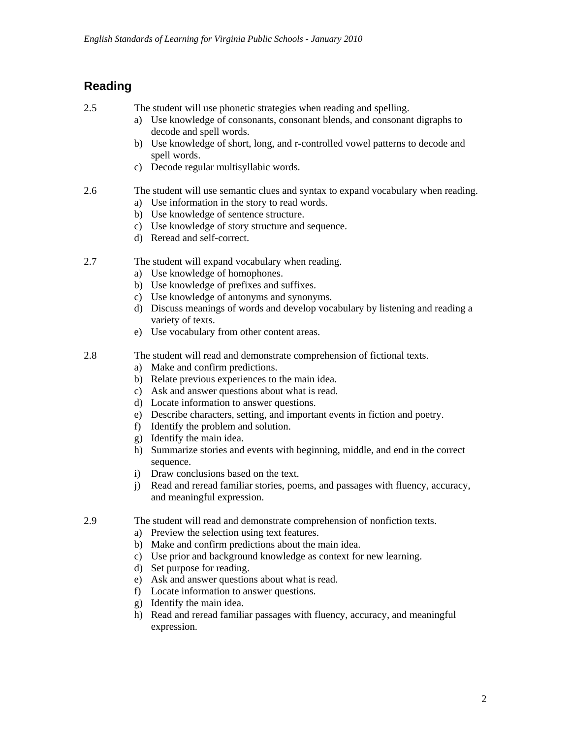## Reading

2.5 The student will use phonetic strategies when reading and spelling.

a) Use knowledge of consonants, consonant blends, and consonant digraphs to decode and spell words.
b) Use knowledge of short, long, and r-controlled vowel patterns to decode and spell words.
c) Decode regular multisyllabic words.

2.6 The student will use semantic clues and syntax to expand vocabulary when reading.

a) Use information in the story to read words.
b) Use knowledge of sentence structure.
c) Use knowledge of story structure and sequence.
d) Reread and self-correct.

2.7 The student will expand vocabulary when reading.

a) Use knowledge of homophones.
b) Use knowledge of prefixes and suffixes.
c) Use knowledge of antonyms and synonyms.
d) Discuss meanings of words and develop vocabulary by listening and reading a variety of texts.
e) Use vocabulary from other content areas.

2.8 The student will read and demonstrate comprehension of fictional texts.

a) Make and confirm predictions.
b) Relate previous experiences to the main idea.
c) Ask and answer questions about what is read.
d) Locate information to answer questions.
e) Describe characters, setting, and important events in fiction and poetry.
f) Identify the problem and solution.
g) Identify the main idea.
h) Summarize stories and events with beginning, middle, and end in the correct sequence.
i) Draw conclusions based on the text.
j) Read and reread familiar stories, poems, and passages with fluency, accuracy, and meaningful expression.

2.9 The student will read and demonstrate comprehension of nonfiction texts.

a) Preview the selection using text features.
b) Make and confirm predictions about the main idea.
c) Use prior and background knowledge as context for new learning.
d) Set purpose for reading.
e) Ask and answer questions about what is read.
f) Locate information to answer questions.
g) Identify the main idea.
h) Read and reread familiar passages with fluency, accuracy, and meaningful expression.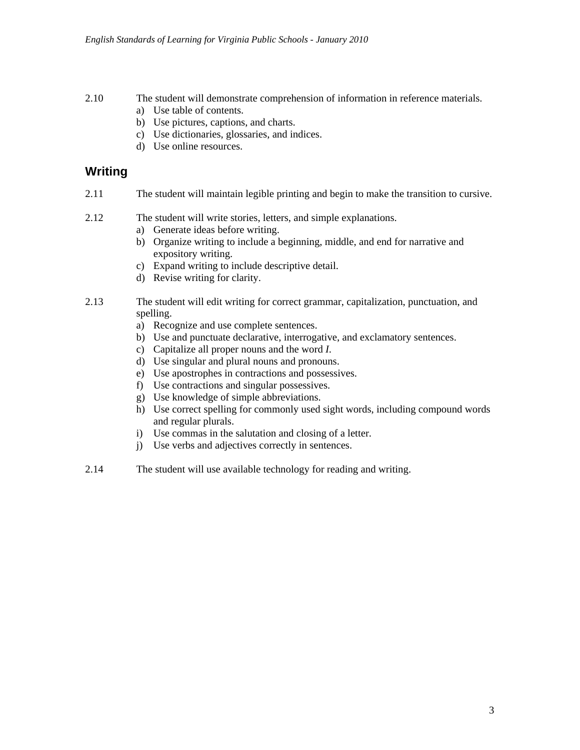2.10 The student will demonstrate comprehension of information in reference materials.

a) Use table of contents.
b) Use pictures, captions, and charts.
c) Use dictionaries, glossaries, and indices.
d) Use online resources.

## Writing

2.11 The student will maintain legible printing and begin to make the transition to cursive.

2.12 The student will write stories, letters, and simple explanations.

a) Generate ideas before writing.
b) Organize writing to include a beginning, middle, and end for narrative and expository writing.
c) Expand writing to include descriptive detail.
d) Revise writing for clarity.

2.13 The student will edit writing for correct grammar, capitalization, punctuation, and spelling.

a) Recognize and use complete sentences.
b) Use and punctuate declarative, interrogative, and exclamatory sentences.
c) Capitalize all proper nouns and the word *I*.
d) Use singular and plural nouns and pronouns.
e) Use apostrophes in contractions and possessives.
f) Use contractions and singular possessives.
g) Use knowledge of simple abbreviations.
h) Use correct spelling for commonly used sight words, including compound words and regular plurals.
i) Use commas in the salutation and closing of a letter.
j) Use verbs and adjectives correctly in sentences.

2.14 The student will use available technology for reading and writing.